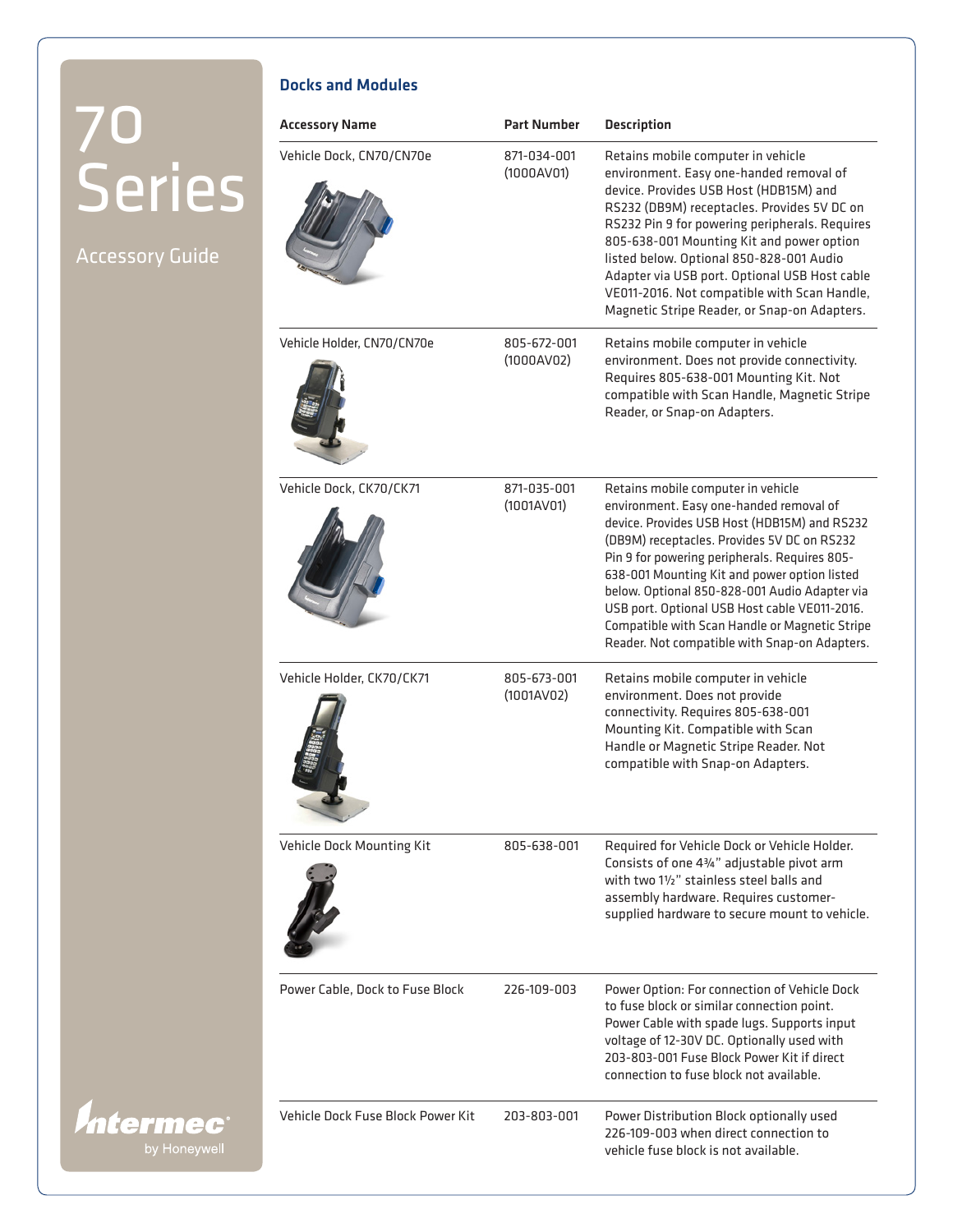# 70 Series

Accessory Guide

## Docks and Modules

| Accessory Name | Part Number | Description |
| --- | --- | --- |
| Vehicle Dock, CN70/CN70e | 871-034-001 (1000AV01) | Retains mobile computer in vehicle environment. Easy one-handed removal of device. Provides USB Host (HDB15M) and RS232 (DB9M) receptacles. Provides 5V DC on RS232 Pin 9 for powering peripherals. Requires 805-638-001 Mounting Kit and power option listed below. Optional 850-828-001 Audio Adapter via USB port. Optional USB Host cable VE011-2016. Not compatible with Scan Handle, Magnetic Stripe Reader, or Snap-on Adapters. |
| Vehicle Holder, CN70/CN70e | 805-672-001 (1000AV02) | Retains mobile computer in vehicle environment. Does not provide connectivity. Requires 805-638-001 Mounting Kit. Not compatible with Scan Handle, Magnetic Stripe Reader, or Snap-on Adapters. |
| Vehicle Dock, CK70/CK71 | 871-035-001 (1001AV01) | Retains mobile computer in vehicle environment. Easy one-handed removal of device. Provides USB Host (HDB15M) and RS232 (DB9M) receptacles. Provides 5V DC on RS232 Pin 9 for powering peripherals. Requires 805-638-001 Mounting Kit and power option listed below. Optional 850-828-001 Audio Adapter via USB port. Optional USB Host cable VE011-2016. Compatible with Scan Handle or Magnetic Stripe Reader. Not compatible with Snap-on Adapters. |
| Vehicle Holder, CK70/CK71 | 805-673-001 (1001AV02) | Retains mobile computer in vehicle environment. Does not provide connectivity. Requires 805-638-001 Mounting Kit. Compatible with Scan Handle or Magnetic Stripe Reader. Not compatible with Snap-on Adapters. |
| Vehicle Dock Mounting Kit | 805-638-001 | Required for Vehicle Dock or Vehicle Holder. Consists of one 4¾" adjustable pivot arm with two 1½" stainless steel balls and assembly hardware. Requires customer-supplied hardware to secure mount to vehicle. |
| Power Cable, Dock to Fuse Block | 226-109-003 | Power Option: For connection of Vehicle Dock to fuse block or similar connection point. Power Cable with spade lugs. Supports input voltage of 12-30V DC. Optionally used with 203-803-001 Fuse Block Power Kit if direct connection to fuse block not available. |
| Vehicle Dock Fuse Block Power Kit | 203-803-001 | Power Distribution Block optionally used 226-109-003 when direct connection to vehicle fuse block is not available. |

Intermec by Honeywell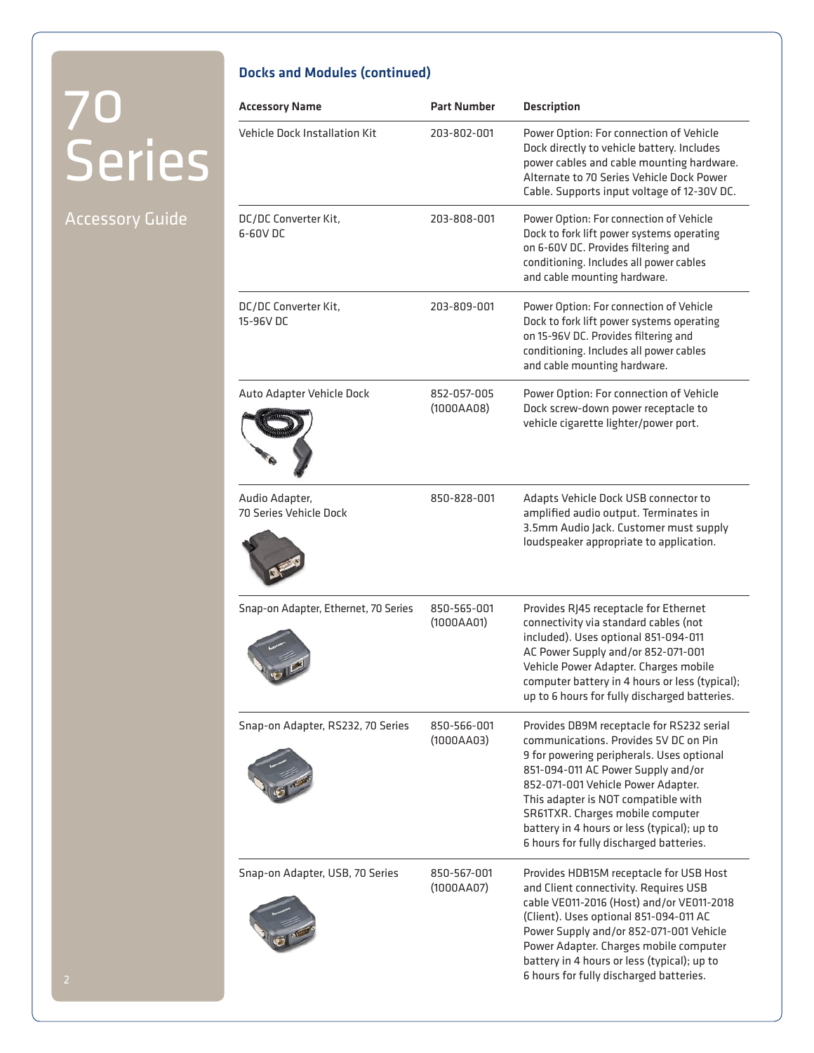# 70 Series

Accessory Guide

## Docks and Modules (continued)

| Accessory Name | Part Number | Description |
| --- | --- | --- |
| Vehicle Dock Installation Kit | 203-802-001 | Power Option: For connection of Vehicle Dock directly to vehicle battery. Includes power cables and cable mounting hardware. Alternate to 70 Series Vehicle Dock Power Cable. Supports input voltage of 12-30V DC. |
| DC/DC Converter Kit, 6-60V DC | 203-808-001 | Power Option: For connection of Vehicle Dock to fork lift power systems operating on 6-60V DC. Provides filtering and conditioning. Includes all power cables and cable mounting hardware. |
| DC/DC Converter Kit, 15-96V DC | 203-809-001 | Power Option: For connection of Vehicle Dock to fork lift power systems operating on 15-96V DC. Provides filtering and conditioning. Includes all power cables and cable mounting hardware. |
| Auto Adapter Vehicle Dock | 852-057-005 (1000AA08) | Power Option: For connection of Vehicle Dock screw-down power receptacle to vehicle cigarette lighter/power port. |
| Audio Adapter, 70 Series Vehicle Dock | 850-828-001 | Adapts Vehicle Dock USB connector to amplified audio output. Terminates in 3.5mm Audio Jack. Customer must supply loudspeaker appropriate to application. |
| Snap-on Adapter, Ethernet, 70 Series | 850-565-001 (1000AA01) | Provides RJ45 receptacle for Ethernet connectivity via standard cables (not included). Uses optional 851-094-011 AC Power Supply and/or 852-071-001 Vehicle Power Adapter. Charges mobile computer battery in 4 hours or less (typical); up to 6 hours for fully discharged batteries. |
| Snap-on Adapter, RS232, 70 Series | 850-566-001 (1000AA03) | Provides DB9M receptacle for RS232 serial communications. Provides 5V DC on Pin 9 for powering peripherals. Uses optional 851-094-011 AC Power Supply and/or 852-071-001 Vehicle Power Adapter. This adapter is NOT compatible with SR61TXR. Charges mobile computer battery in 4 hours or less (typical); up to 6 hours for fully discharged batteries. |
| Snap-on Adapter, USB, 70 Series | 850-567-001 (1000AA07) | Provides HDB15M receptacle for USB Host and Client connectivity. Requires USB cable VE011-2016 (Host) and/or VE011-2018 (Client). Uses optional 851-094-011 AC Power Supply and/or 852-071-001 Vehicle Power Adapter. Charges mobile computer battery in 4 hours or less (typical); up to 6 hours for fully discharged batteries. |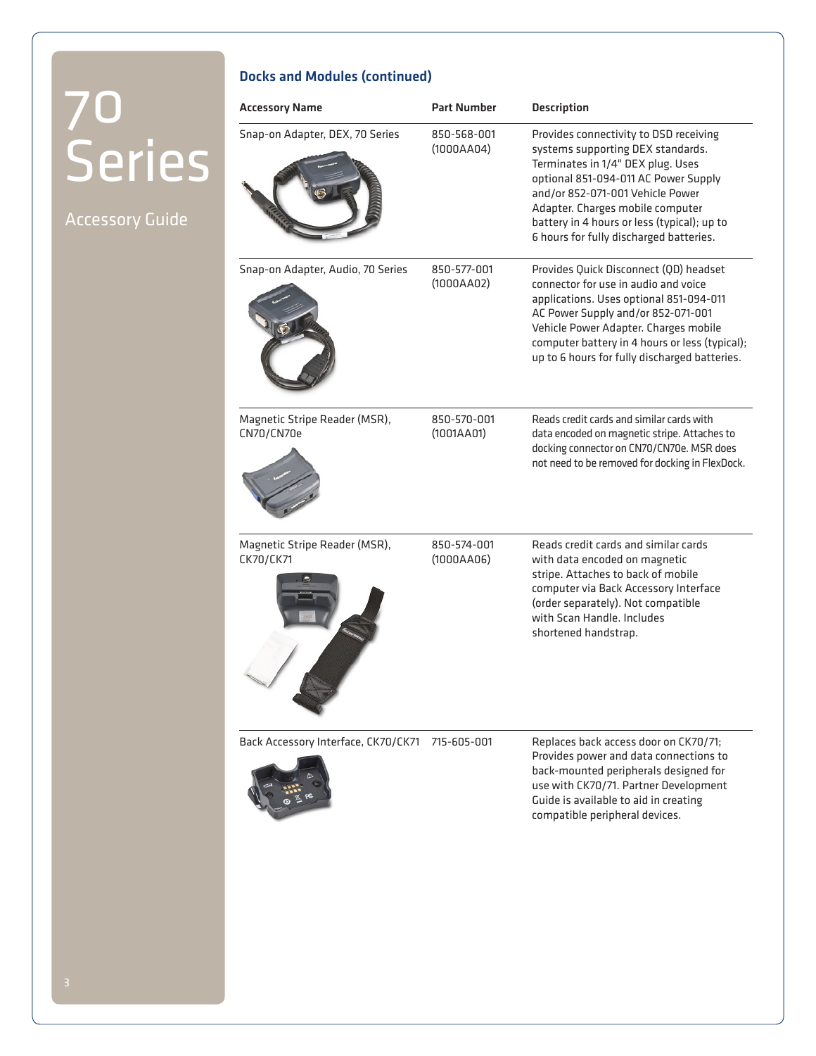70 Series

Accessory Guide

## Docks and Modules (continued)

| Accessory Name | Part Number | Description |
|---|---|---|
| Snap-on Adapter, DEX, 70 Series | 850-568-001 (1000AA04) | Provides connectivity to DSD receiving systems supporting DEX standards. Terminates in 1/4" DEX plug. Uses optional 851-094-011 AC Power Supply and/or 852-071-001 Vehicle Power Adapter. Charges mobile computer battery in 4 hours or less (typical); up to 6 hours for fully discharged batteries. |
| Snap-on Adapter, Audio, 70 Series | 850-577-001 (1000AA02) | Provides Quick Disconnect (QD) headset connector for use in audio and voice applications. Uses optional 851-094-011 AC Power Supply and/or 852-071-001 Vehicle Power Adapter. Charges mobile computer battery in 4 hours or less (typical); up to 6 hours for fully discharged batteries. |
| Magnetic Stripe Reader (MSR), CN70/CN70e | 850-570-001 (1001AA01) | Reads credit cards and similar cards with data encoded on magnetic stripe. Attaches to docking connector on CN70/CN70e. MSR does not need to be removed for docking in FlexDock. |
| Magnetic Stripe Reader (MSR), CK70/CK71 | 850-574-001 (1000AA06) | Reads credit cards and similar cards with data encoded on magnetic stripe. Attaches to back of mobile computer via Back Accessory Interface (order separately). Not compatible with Scan Handle. Includes shortened handstrap. |
| Back Accessory Interface, CK70/CK71 | 715-605-001 | Replaces back access door on CK70/71; Provides power and data connections to back-mounted peripherals designed for use with CK70/71. Partner Development Guide is available to aid in creating compatible peripheral devices. |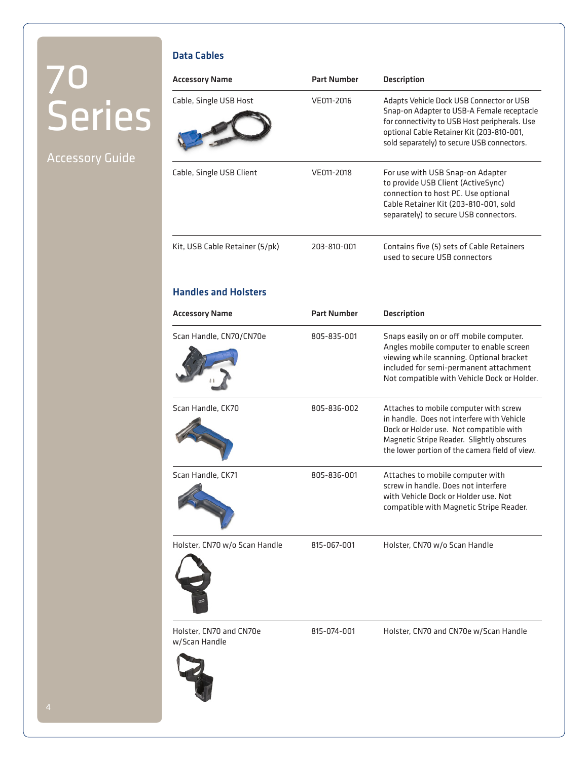# 70 Series

Accessory Guide

## Data Cables

| Accessory Name | Part Number | Description |
| --- | --- | --- |
| Cable, Single USB Host | VE011-2016 | Adapts Vehicle Dock USB Connector or USB Snap-on Adapter to USB-A Female receptacle for connectivity to USB Host peripherals. Use optional Cable Retainer Kit (203-810-001, sold separately) to secure USB connectors. |
| Cable, Single USB Client | VE011-2018 | For use with USB Snap-on Adapter to provide USB Client (ActiveSync) connection to host PC. Use optional Cable Retainer Kit (203-810-001, sold separately) to secure USB connectors. |
| Kit, USB Cable Retainer (5/pk) | 203-810-001 | Contains five (5) sets of Cable Retainers used to secure USB connectors |

## Handles and Holsters

| Accessory Name | Part Number | Description |
| --- | --- | --- |
| Scan Handle, CN70/CN70e | 805-835-001 | Snaps easily on or off mobile computer. Angles mobile computer to enable screen viewing while scanning. Optional bracket included for semi-permanent attachment Not compatible with Vehicle Dock or Holder. |
| Scan Handle, CK70 | 805-836-002 | Attaches to mobile computer with screw in handle. Does not interfere with Vehicle Dock or Holder use. Not compatible with Magnetic Stripe Reader. Slightly obscures the lower portion of the camera field of view. |
| Scan Handle, CK71 | 805-836-001 | Attaches to mobile computer with screw in handle. Does not interfere with Vehicle Dock or Holder use. Not compatible with Magnetic Stripe Reader. |
| Holster, CN70 w/o Scan Handle | 815-067-001 | Holster, CN70 w/o Scan Handle |
| Holster, CN70 and CN70e w/Scan Handle | 815-074-001 | Holster, CN70 and CN70e w/Scan Handle |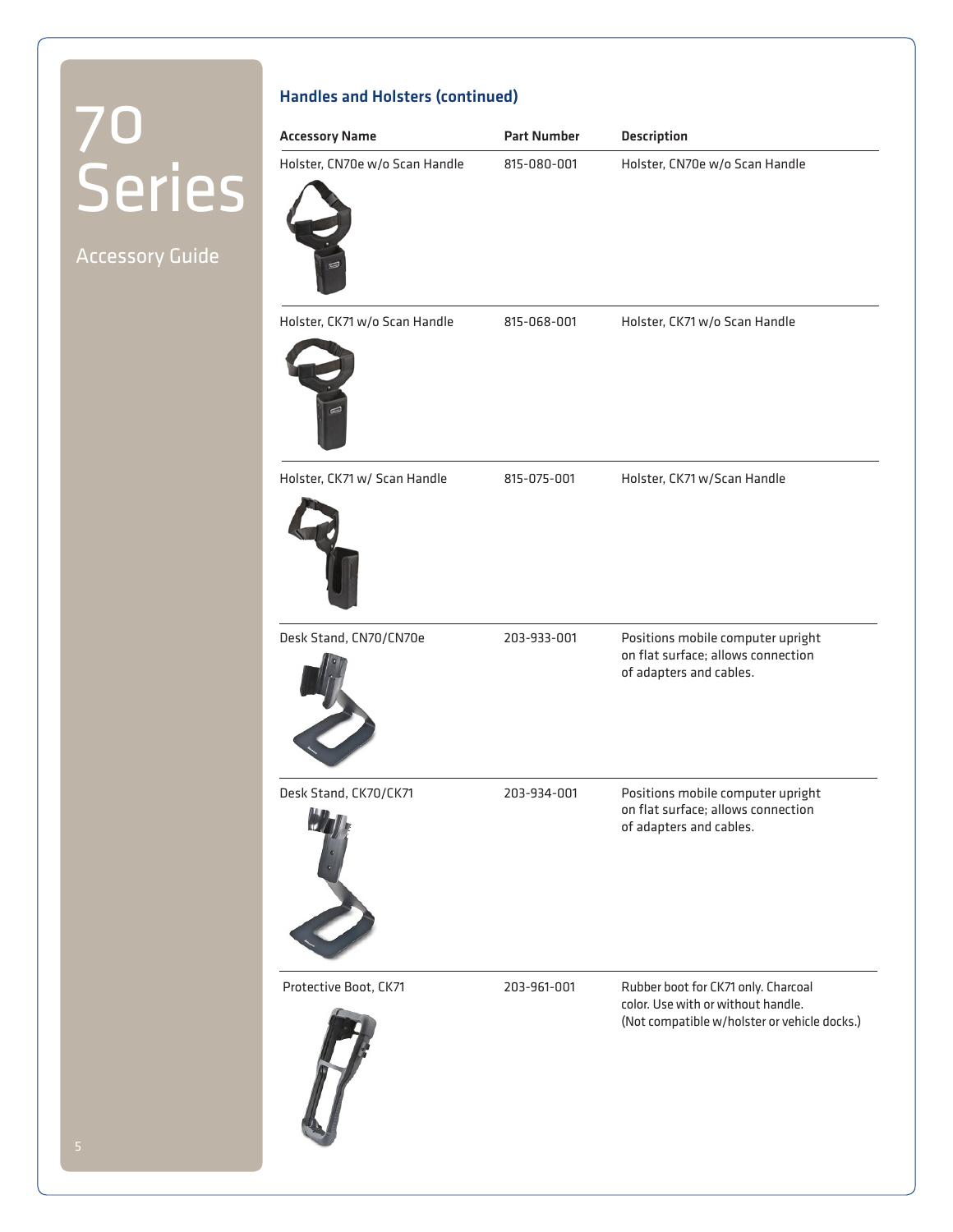## Handles and Holsters (continued)

| Accessory Name | Part Number | Description |
| --- | --- | --- |
| Holster, CN70e w/o Scan Handle | 815-080-001 | Holster, CN70e w/o Scan Handle |
| Holster, CK71 w/o Scan Handle | 815-068-001 | Holster, CK71 w/o Scan Handle |
| Holster, CK71 w/ Scan Handle | 815-075-001 | Holster, CK71 w/Scan Handle |
| Desk Stand, CN70/CN70e | 203-933-001 | Positions mobile computer upright on flat surface; allows connection of adapters and cables. |
| Desk Stand, CK70/CK71 | 203-934-001 | Positions mobile computer upright on flat surface; allows connection of adapters and cables. |
| Protective Boot, CK71 | 203-961-001 | Rubber boot for CK71 only. Charcoal color. Use with or without handle. (Not compatible w/holster or vehicle docks.) |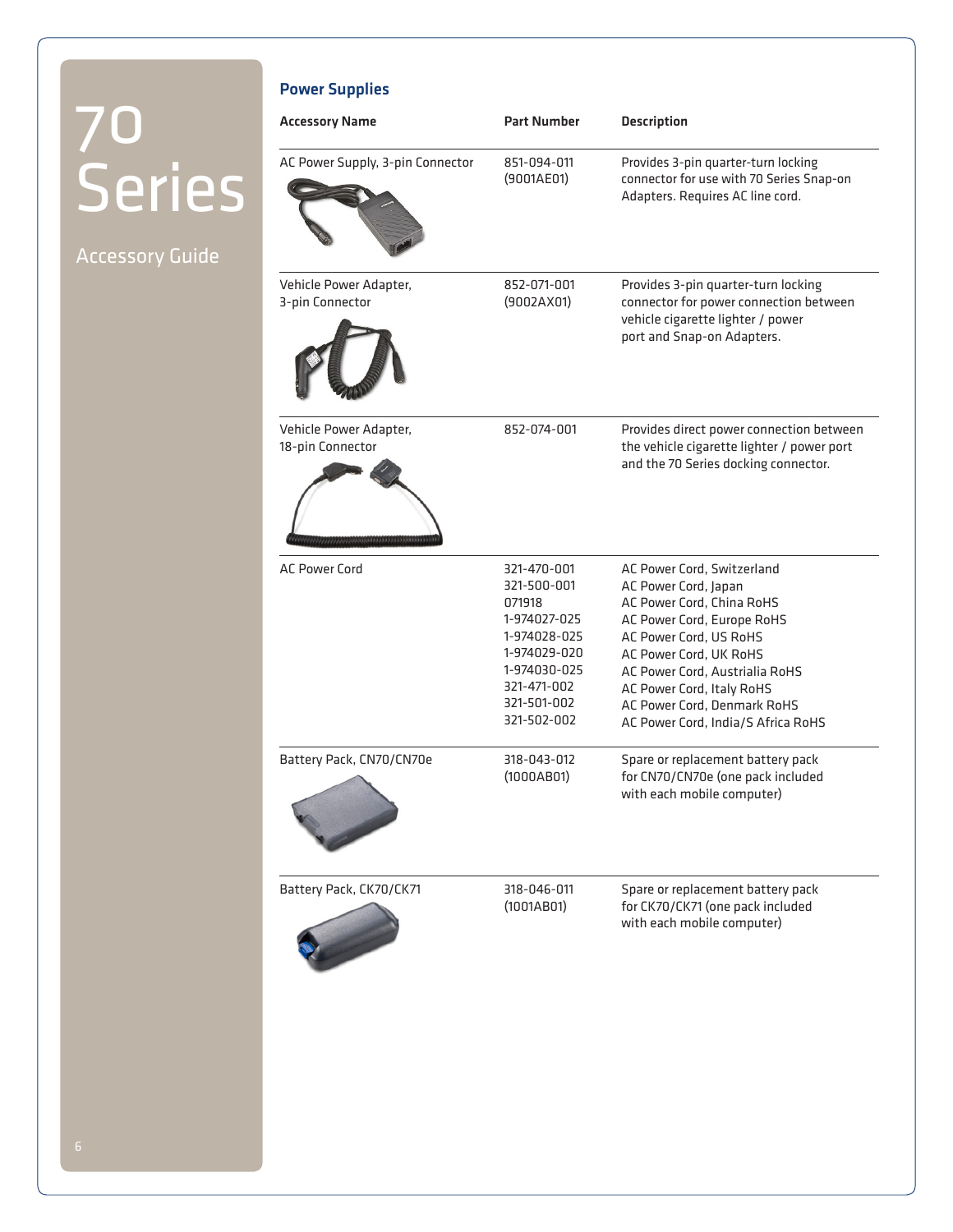# 70 Series

Accessory Guide

## Power Supplies

| Accessory Name | Part Number | Description |
|---|---|---|
| AC Power Supply, 3-pin Connector | 851-094-011 (9001AE01) | Provides 3-pin quarter-turn locking connector for use with 70 Series Snap-on Adapters. Requires AC line cord. |
| Vehicle Power Adapter, 3-pin Connector | 852-071-001 (9002AX01) | Provides 3-pin quarter-turn locking connector for power connection between vehicle cigarette lighter / power port and Snap-on Adapters. |
| Vehicle Power Adapter, 18-pin Connector | 852-074-001 | Provides direct power connection between the vehicle cigarette lighter / power port and the 70 Series docking connector. |
| AC Power Cord | 321-470-001<br>321-500-001<br>071918<br>1-974027-025<br>1-974028-025<br>1-974029-020<br>1-974030-025<br>321-471-002<br>321-501-002<br>321-502-002 | AC Power Cord, Switzerland<br>AC Power Cord, Japan<br>AC Power Cord, China RoHS<br>AC Power Cord, Europe RoHS<br>AC Power Cord, US RoHS<br>AC Power Cord, UK RoHS<br>AC Power Cord, Austrialia RoHS<br>AC Power Cord, Italy RoHS<br>AC Power Cord, Denmark RoHS<br>AC Power Cord, India/S Africa RoHS |
| Battery Pack, CN70/CN70e | 318-043-012 (1000AB01) | Spare or replacement battery pack for CN70/CN70e (one pack included with each mobile computer) |
| Battery Pack, CK70/CK71 | 318-046-011 (1001AB01) | Spare or replacement battery pack for CK70/CK71 (one pack included with each mobile computer) |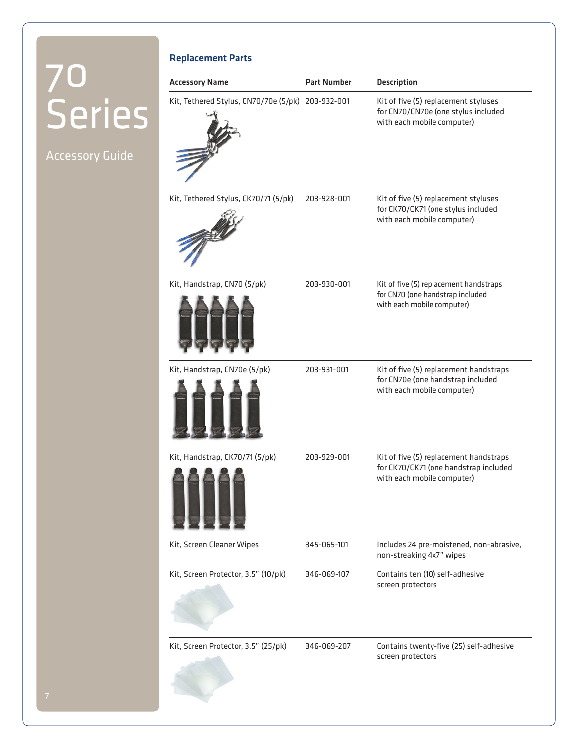70 Series

Accessory Guide

## Replacement Parts

| Accessory Name | Part Number | Description |
| --- | --- | --- |
| Kit, Tethered Stylus, CN70/70e (5/pk) | 203-932-001 | Kit of five (5) replacement styluses for CN70/CN70e (one stylus included with each mobile computer) |
| Kit, Tethered Stylus, CK70/71 (5/pk) | 203-928-001 | Kit of five (5) replacement styluses for CK70/CK71 (one stylus included with each mobile computer) |
| Kit, Handstrap, CN70 (5/pk) | 203-930-001 | Kit of five (5) replacement handstraps for CN70 (one handstrap included with each mobile computer) |
| Kit, Handstrap, CN70e (5/pk) | 203-931-001 | Kit of five (5) replacement handstraps for CN70e (one handstrap included with each mobile computer) |
| Kit, Handstrap, CK70/71 (5/pk) | 203-929-001 | Kit of five (5) replacement handstraps for CK70/CK71 (one handstrap included with each mobile computer) |
| Kit, Screen Cleaner Wipes | 345-065-101 | Includes 24 pre-moistened, non-abrasive, non-streaking 4x7" wipes |
| Kit, Screen Protector, 3.5" (10/pk) | 346-069-107 | Contains ten (10) self-adhesive screen protectors |
| Kit, Screen Protector, 3.5" (25/pk) | 346-069-207 | Contains twenty-five (25) self-adhesive screen protectors |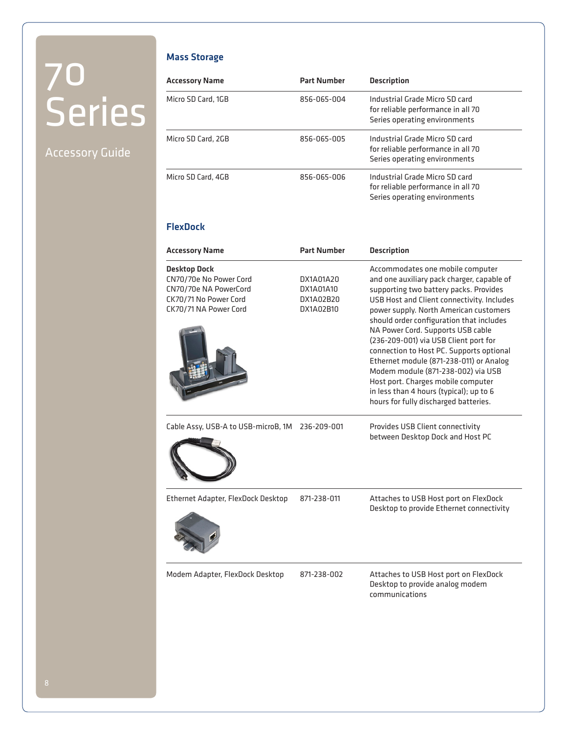# 70 Series

Accessory Guide

## Mass Storage

| Accessory Name | Part Number | Description |
|---|---|---|
| Micro SD Card, 1GB | 856-065-004 | Industrial Grade Micro SD card for reliable performance in all 70 Series operating environments |
| Micro SD Card, 2GB | 856-065-005 | Industrial Grade Micro SD card for reliable performance in all 70 Series operating environments |
| Micro SD Card, 4GB | 856-065-006 | Industrial Grade Micro SD card for reliable performance in all 70 Series operating environments |

## FlexDock

| Accessory Name | Part Number | Description |
|---|---|---|
| **Desktop Dock**<br>CN70/70e No Power Cord<br>CN70/70e NA PowerCord<br>CK70/71 No Power Cord<br>CK70/71 NA Power Cord | <br>DX1A01A20<br>DX1A01A10<br>DX1A02B20<br>DX1A02B10 | Accommodates one mobile computer and one auxiliary pack charger, capable of supporting two battery packs. Provides USB Host and Client connectivity. Includes power supply. North American customers should order configuration that includes NA Power Cord. Supports USB cable (236-209-001) via USB Client port for connection to Host PC. Supports optional Ethernet module (871-238-011) or Analog Modem module (871-238-002) via USB Host port. Charges mobile computer in less than 4 hours (typical); up to 6 hours for fully discharged batteries. |
| Cable Assy, USB-A to USB-microB, 1M | 236-209-001 | Provides USB Client connectivity between Desktop Dock and Host PC |
| Ethernet Adapter, FlexDock Desktop | 871-238-011 | Attaches to USB Host port on FlexDock Desktop to provide Ethernet connectivity |
| Modem Adapter, FlexDock Desktop | 871-238-002 | Attaches to USB Host port on FlexDock Desktop to provide analog modem communications |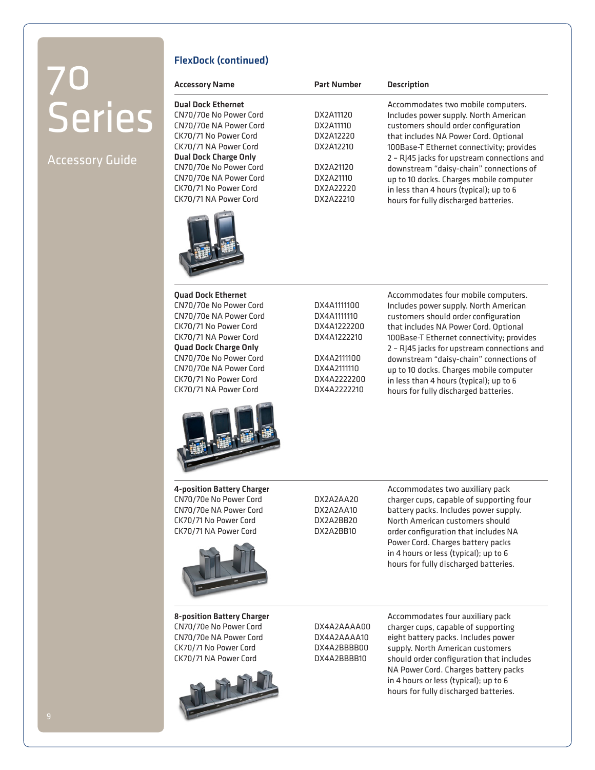## FlexDock (continued)

| Accessory Name | Part Number | Description |
|---|---|---|
| **Dual Dock Ethernet** | | Accommodates two mobile computers. Includes power supply. North American customers should order configuration that includes NA Power Cord. Optional 100Base-T Ethernet connectivity; provides 2 – RJ45 jacks for upstream connections and downstream "daisy-chain" connections of up to 10 docks. Charges mobile computer in less than 4 hours (typical); up to 6 hours for fully discharged batteries. |
| CN70/70e No Power Cord | DX2A11120 | |
| CN70/70e NA Power Cord | DX2A11110 | |
| CK70/71 No Power Cord | DX2A12220 | |
| CK70/71 NA Power Cord | DX2A12210 | |
| **Dual Dock Charge Only** | | |
| CN70/70e No Power Cord | DX2A21120 | |
| CN70/70e NA Power Cord | DX2A21110 | |
| CK70/71 No Power Cord | DX2A22220 | |
| CK70/71 NA Power Cord | DX2A22210 | |
| **Quad Dock Ethernet** | | Accommodates four mobile computers. Includes power supply. North American customers should order configuration that includes NA Power Cord. Optional 100Base-T Ethernet connectivity; provides 2 – RJ45 jacks for upstream connections and downstream "daisy-chain" connections of up to 10 docks. Charges mobile computer in less than 4 hours (typical); up to 6 hours for fully discharged batteries. |
| CN70/70e No Power Cord | DX4A1111100 | |
| CN70/70e NA Power Cord | DX4A1111110 | |
| CK70/71 No Power Cord | DX4A1222200 | |
| CK70/71 NA Power Cord | DX4A1222210 | |
| **Quad Dock Charge Only** | | |
| CN70/70e No Power Cord | DX4A2111100 | |
| CN70/70e NA Power Cord | DX4A2111110 | |
| CK70/71 No Power Cord | DX4A2222200 | |
| CK70/71 NA Power Cord | DX4A2222210 | |
| **4-position Battery Charger** | | Accommodates two auxiliary pack charger cups, capable of supporting four battery packs. Includes power supply. North American customers should order configuration that includes NA Power Cord. Charges battery packs in 4 hours or less (typical); up to 6 hours for fully discharged batteries. |
| CN70/70e No Power Cord | DX2A2AA20 | |
| CN70/70e NA Power Cord | DX2A2AA10 | |
| CK70/71 No Power Cord | DX2A2BB20 | |
| CK70/71 NA Power Cord | DX2A2BB10 | |
| **8-position Battery Charger** | | Accommodates four auxiliary pack charger cups, capable of supporting eight battery packs. Includes power supply. North American customers should order configuration that includes NA Power Cord. Charges battery packs in 4 hours or less (typical); up to 6 hours for fully discharged batteries. |
| CN70/70e No Power Cord | DX4A2AAAA00 | |
| CN70/70e NA Power Cord | DX4A2AAAA10 | |
| CK70/71 No Power Cord | DX4A2BBBB00 | |
| CK70/71 NA Power Cord | DX4A2BBBB10 | |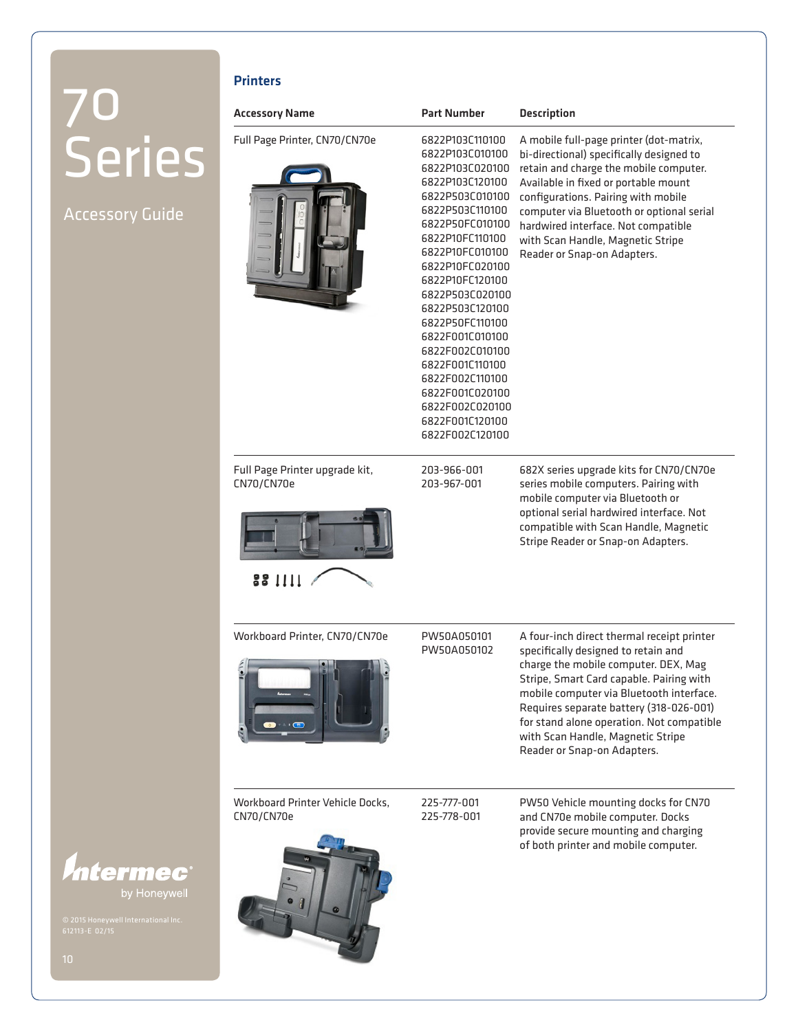# 70 Series

Accessory Guide

## Printers

| Accessory Name | Part Number | Description |
|---|---|---|
| Full Page Printer, CN70/CN70e | 6822P103C110100<br>6822P103C010100<br>6822P103C020100<br>6822P103C120100<br>6822P503C010100<br>6822P503C110100<br>6822P50FC010100<br>6822P10FC110100<br>6822P10FC010100<br>6822P10FC020100<br>6822P10FC120100<br>6822P503C020100<br>6822P503C120100<br>6822P50FC110100<br>6822F001C010100<br>6822F002C010100<br>6822F001C110100<br>6822F002C110100<br>6822F001C020100<br>6822F002C020100<br>6822F001C120100<br>6822F002C120100 | A mobile full-page printer (dot-matrix, bi-directional) specifically designed to retain and charge the mobile computer. Available in fixed or portable mount configurations. Pairing with mobile computer via Bluetooth or optional serial hardwired interface. Not compatible with Scan Handle, Magnetic Stripe Reader or Snap-on Adapters. |
| Full Page Printer upgrade kit, CN70/CN70e | 203-966-001<br>203-967-001 | 682X series upgrade kits for CN70/CN70e series mobile computers. Pairing with mobile computer via Bluetooth or optional serial hardwired interface. Not compatible with Scan Handle, Magnetic Stripe Reader or Snap-on Adapters. |
| Workboard Printer, CN70/CN70e | PW50A050101<br>PW50A050102 | A four-inch direct thermal receipt printer specifically designed to retain and charge the mobile computer. DEX, Mag Stripe, Smart Card capable. Pairing with mobile computer via Bluetooth interface. Requires separate battery (318-026-001) for stand alone operation. Not compatible with Scan Handle, Magnetic Stripe Reader or Snap-on Adapters. |
| Workboard Printer Vehicle Docks, CN70/CN70e | 225-777-001<br>225-778-001 | PW50 Vehicle mounting docks for CN70 and CN70e mobile computer. Docks provide secure mounting and charging of both printer and mobile computer. |

Intermec by Honeywell

© 2015 Honeywell International Inc.
612113-E 02/15